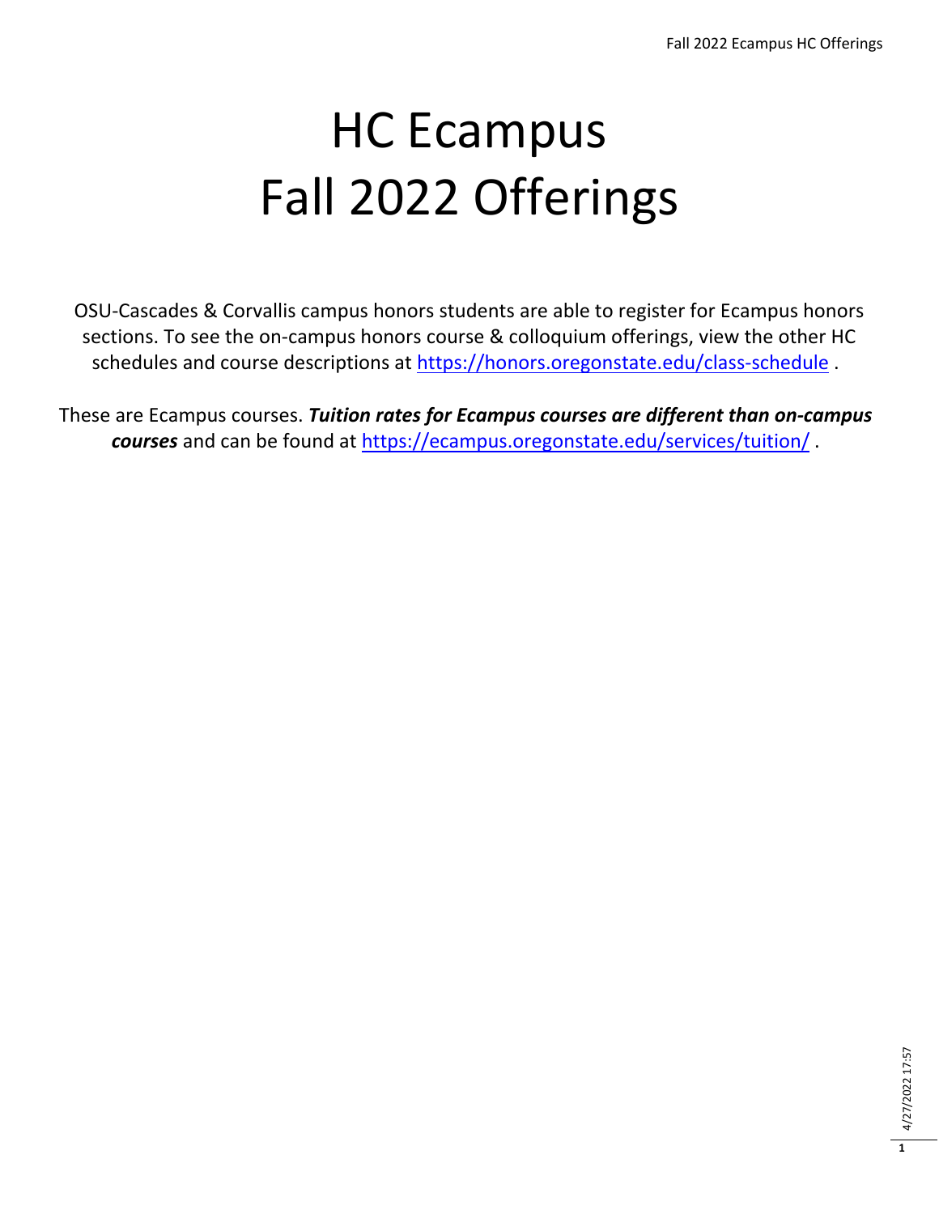# HC Ecampus Fall 2022 Offerings

OSU-Cascades & Corvallis campus honors students are able to register for Ecampus honors sections. To see the on-campus honors course & colloquium offerings, view the other HC schedules and course descriptions at https://honors.oregonstate.edu/class-schedule .

These are Ecampus courses. ***Tuition rates for Ecampus courses are different than on-campus courses*** and can be found at https://ecampus.oregonstate.edu/services/tuition/ .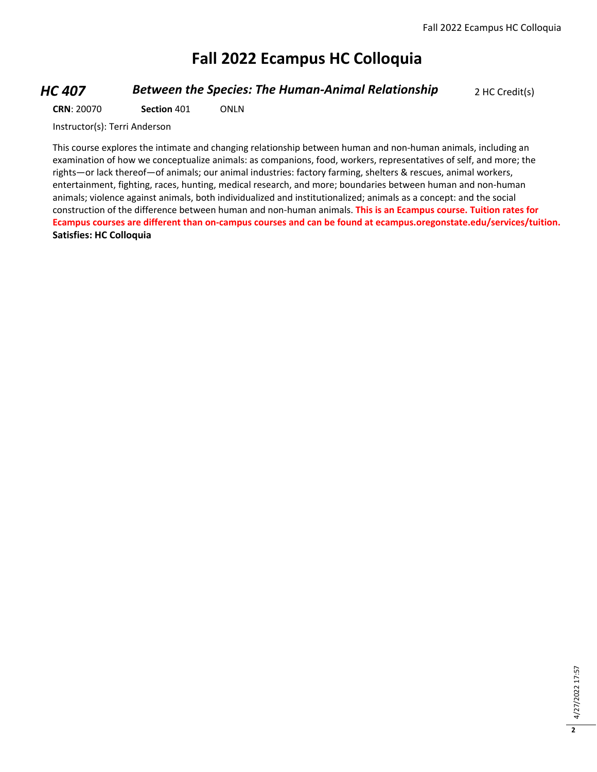# Fall 2022 Ecampus HC Colloquia

## *HC 407* *Between the Species: The Human-Animal Relationship* 2 HC Credit(s)

**CRN**: 20070 **Section** 401 ONLN

Instructor(s): Terri Anderson

This course explores the intimate and changing relationship between human and non-human animals, including an examination of how we conceptualize animals: as companions, food, workers, representatives of self, and more; the rights—or lack thereof—of animals; our animal industries: factory farming, shelters & rescues, animal workers, entertainment, fighting, races, hunting, medical research, and more; boundaries between human and non-human animals; violence against animals, both individualized and institutionalized; animals as a concept: and the social construction of the difference between human and non-human animals. **This is an Ecampus course. Tuition rates for Ecampus courses are different than on-campus courses and can be found at ecampus.oregonstate.edu/services/tuition.**
**Satisfies: HC Colloquia**